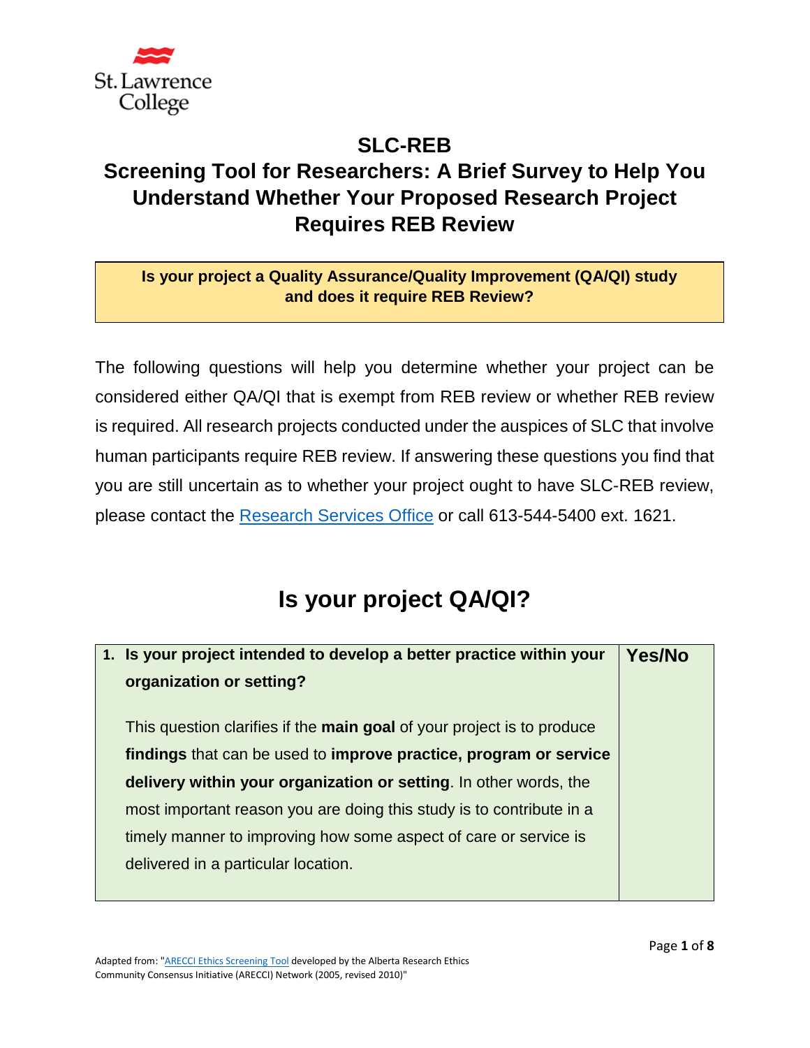# SLC-REB

## Screening Tool for Researchers: A Brief Survey to Help You Understand Whether Your Proposed Research Project Requires REB Review

**Is your project a Quality Assurance/Quality Improvement (QA/QI) study and does it require REB Review?**

The following questions will help you determine whether your project can be considered either QA/QI that is exempt from REB review or whether REB review is required. All research projects conducted under the auspices of SLC that involve human participants require REB review. If answering these questions you find that you are still uncertain as to whether your project ought to have SLC-REB review, please contact the Research Services Office or call 613-544-5400 ext. 1621.

## Is your project QA/QI?

| 1. **Is your project intended to develop a better practice within your organization or setting?**<br><br>This question clarifies if the **main goal** of your project is to produce **findings** that can be used to **improve practice, program or service delivery within your organization or setting**. In other words, the most important reason you are doing this study is to contribute in a timely manner to improving how some aspect of care or service is delivered in a particular location. | **Yes/No** |
|---|---|

Adapted from: "ARECCI Ethics Screening Tool developed by the Alberta Research Ethics Community Consensus Initiative (ARECCI) Network (2005, revised 2010)"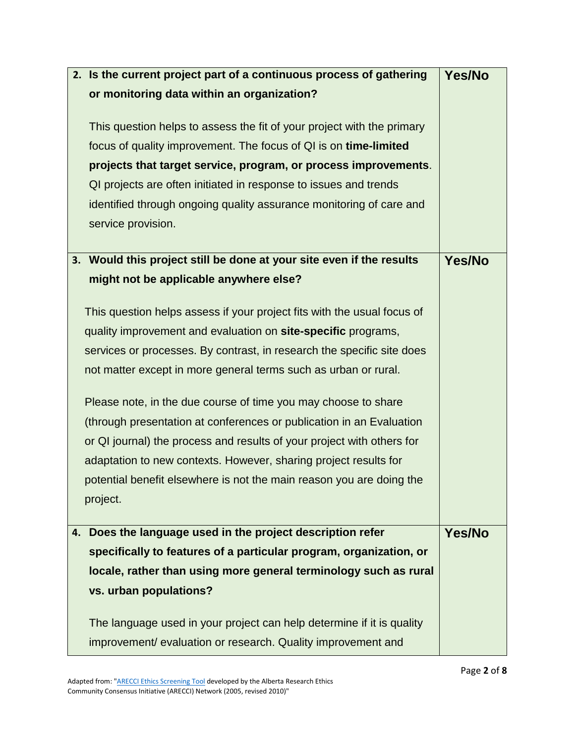| | |
|---|---|
| **2. Is the current project part of a continuous process of gathering or monitoring data within an organization?**<br><br>This question helps to assess the fit of your project with the primary focus of quality improvement. The focus of QI is on **time-limited projects that target service, program, or process improvements**. QI projects are often initiated in response to issues and trends identified through ongoing quality assurance monitoring of care and service provision. | **Yes/No** |
| **3. Would this project still be done at your site even if the results might not be applicable anywhere else?**<br><br>This question helps assess if your project fits with the usual focus of quality improvement and evaluation on **site-specific** programs, services or processes. By contrast, in research the specific site does not matter except in more general terms such as urban or rural.<br><br>Please note, in the due course of time you may choose to share (through presentation at conferences or publication in an Evaluation or QI journal) the process and results of your project with others for adaptation to new contexts. However, sharing project results for potential benefit elsewhere is not the main reason you are doing the project. | **Yes/No** |
| **4. Does the language used in the project description refer specifically to features of a particular program, organization, or locale, rather than using more general terminology such as rural vs. urban populations?**<br><br>The language used in your project can help determine if it is quality improvement/ evaluation or research. Quality improvement and | **Yes/No** |

Adapted from: "ARECCI Ethics Screening Tool developed by the Alberta Research Ethics Community Consensus Initiative (ARECCI) Network (2005, revised 2010)"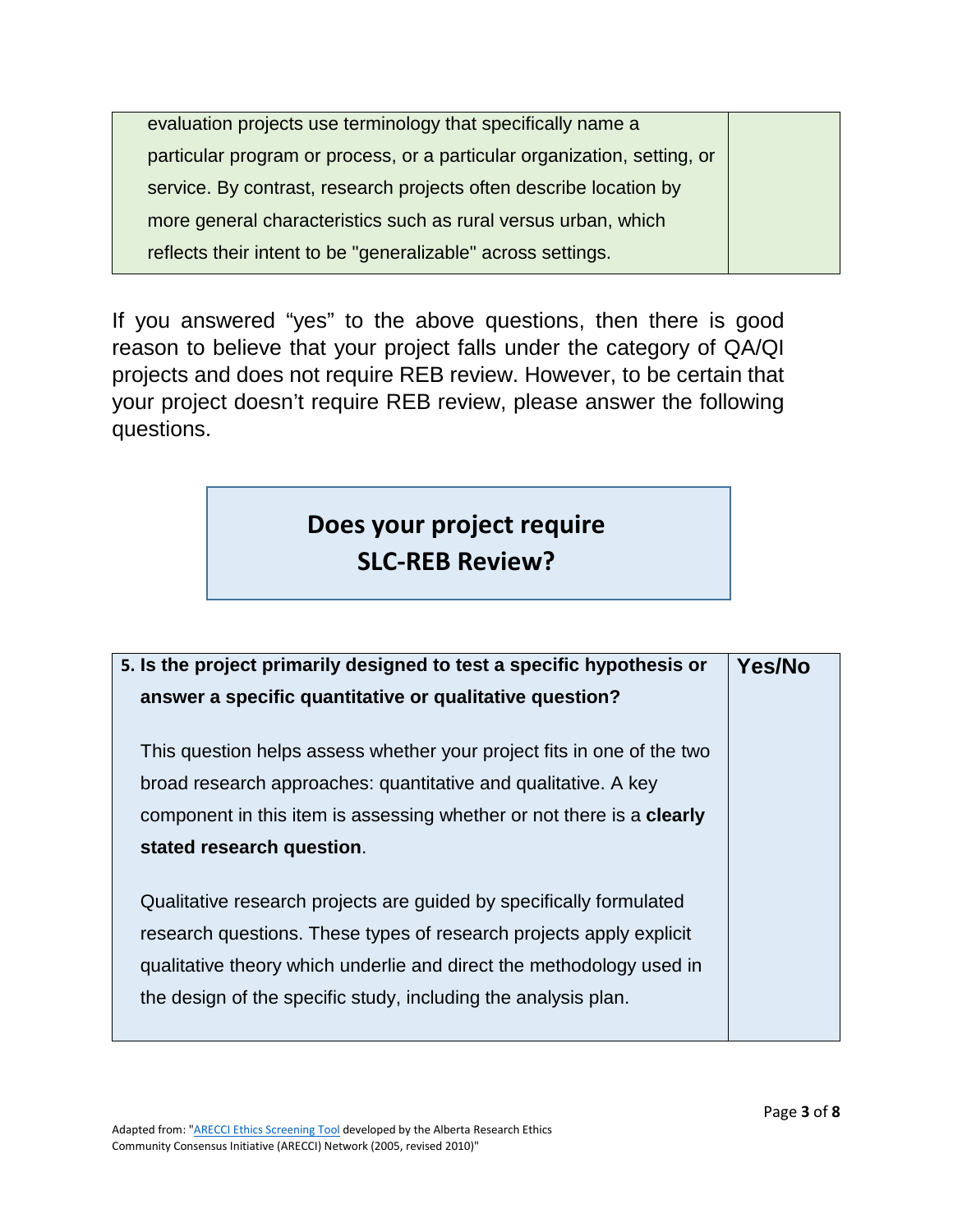| | |
|---|---|
| evaluation projects use terminology that specifically name a particular program or process, or a particular organization, setting, or service. By contrast, research projects often describe location by more general characteristics such as rural versus urban, which reflects their intent to be "generalizable" across settings. | |

If you answered “yes” to the above questions, then there is good reason to believe that your project falls under the category of QA/QI projects and does not require REB review. However, to be certain that your project doesn’t require REB review, please answer the following questions.

## Does your project require SLC-REB Review?

| **5. Is the project primarily designed to test a specific hypothesis or answer a specific quantitative or qualitative question?**<br><br>This question helps assess whether your project fits in one of the two broad research approaches: quantitative and qualitative. A key component in this item is assessing whether or not there is a **clearly stated research question**.<br><br>Qualitative research projects are guided by specifically formulated research questions. These types of research projects apply explicit qualitative theory which underlie and direct the methodology used in the design of the specific study, including the analysis plan. | **Yes/No** |
|---|---|

Adapted from: "ARECCI Ethics Screening Tool developed by the Alberta Research Ethics Community Consensus Initiative (ARECCI) Network (2005, revised 2010)"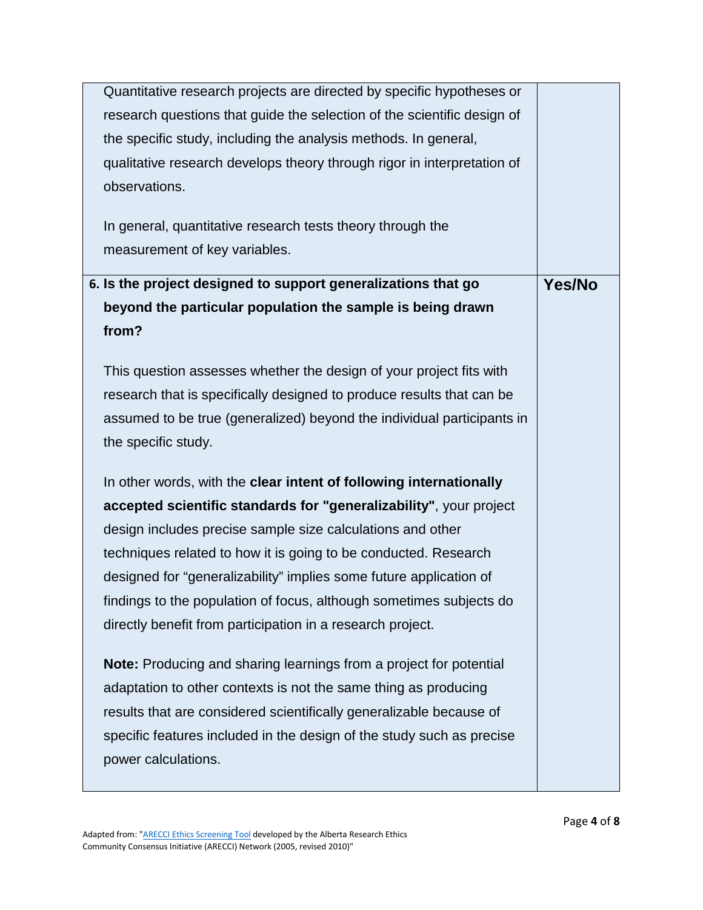| | |
|---|---|
| Quantitative research projects are directed by specific hypotheses or research questions that guide the selection of the scientific design of the specific study, including the analysis methods. In general, qualitative research develops theory through rigor in interpretation of observations.<br><br>In general, quantitative research tests theory through the measurement of key variables. | |
| **6. Is the project designed to support generalizations that go beyond the particular population the sample is being drawn from?**<br><br>This question assesses whether the design of your project fits with research that is specifically designed to produce results that can be assumed to be true (generalized) beyond the individual participants in the specific study.<br><br>In other words, with the **clear intent of following internationally accepted scientific standards for "generalizability"**, your project design includes precise sample size calculations and other techniques related to how it is going to be conducted. Research designed for "generalizability" implies some future application of findings to the population of focus, although sometimes subjects do directly benefit from participation in a research project.<br><br>**Note:** Producing and sharing learnings from a project for potential adaptation to other contexts is not the same thing as producing results that are considered scientifically generalizable because of specific features included in the design of the study such as precise power calculations. | **Yes/No** |

Adapted from: "ARECCI Ethics Screening Tool developed by the Alberta Research Ethics Community Consensus Initiative (ARECCI) Network (2005, revised 2010)"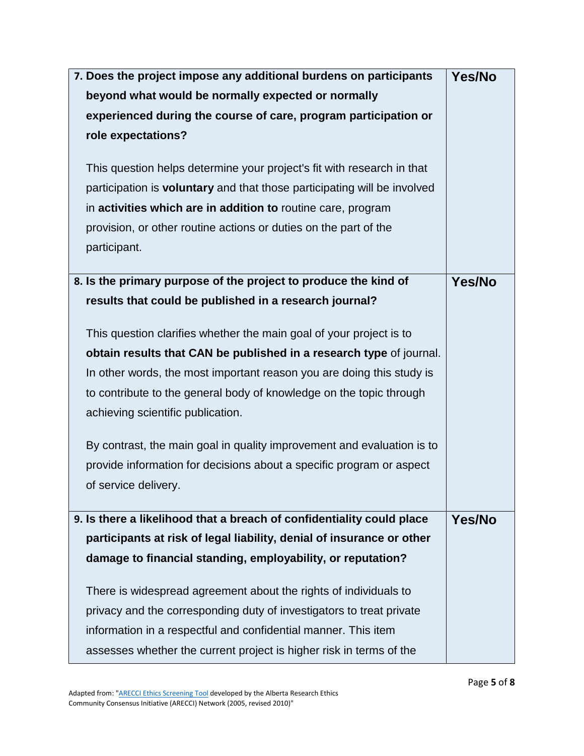| | |
|---|---|
| **7. Does the project impose any additional burdens on participants beyond what would be normally expected or normally experienced during the course of care, program participation or role expectations?**<br><br>This question helps determine your project's fit with research in that participation is **voluntary** and that those participating will be involved in **activities which are in addition to** routine care, program provision, or other routine actions or duties on the part of the participant. | **Yes/No** |
| **8. Is the primary purpose of the project to produce the kind of results that could be published in a research journal?**<br><br>This question clarifies whether the main goal of your project is to **obtain results that CAN be published in a research type** of journal. In other words, the most important reason you are doing this study is to contribute to the general body of knowledge on the topic through achieving scientific publication.<br><br>By contrast, the main goal in quality improvement and evaluation is to provide information for decisions about a specific program or aspect of service delivery. | **Yes/No** |
| **9. Is there a likelihood that a breach of confidentiality could place participants at risk of legal liability, denial of insurance or other damage to financial standing, employability, or reputation?**<br><br>There is widespread agreement about the rights of individuals to privacy and the corresponding duty of investigators to treat private information in a respectful and confidential manner. This item assesses whether the current project is higher risk in terms of the | **Yes/No** |

Adapted from: "ARECCI Ethics Screening Tool developed by the Alberta Research Ethics Community Consensus Initiative (ARECCI) Network (2005, revised 2010)"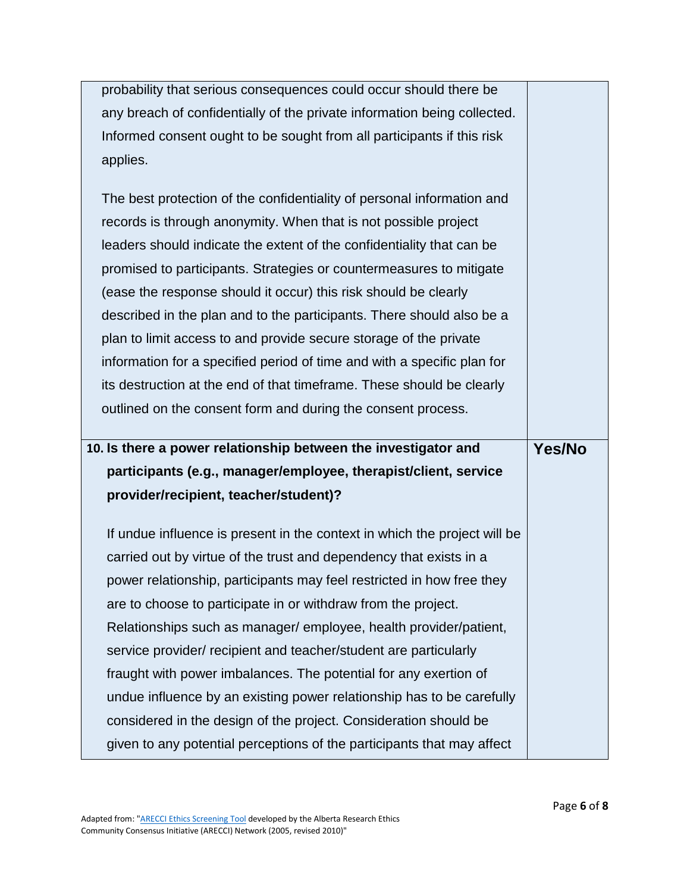| | |
|---|---|
| probability that serious consequences could occur should there be any breach of confidentially of the private information being collected. Informed consent ought to be sought from all participants if this risk applies.<br><br>The best protection of the confidentiality of personal information and records is through anonymity. When that is not possible project leaders should indicate the extent of the confidentiality that can be promised to participants. Strategies or countermeasures to mitigate (ease the response should it occur) this risk should be clearly described in the plan and to the participants. There should also be a plan to limit access to and provide secure storage of the private information for a specified period of time and with a specific plan for its destruction at the end of that timeframe. These should be clearly outlined on the consent form and during the consent process. | |
| **10. Is there a power relationship between the investigator and participants (e.g., manager/employee, therapist/client, service provider/recipient, teacher/student)?**<br><br>If undue influence is present in the context in which the project will be carried out by virtue of the trust and dependency that exists in a power relationship, participants may feel restricted in how free they are to choose to participate in or withdraw from the project. Relationships such as manager/ employee, health provider/patient, service provider/ recipient and teacher/student are particularly fraught with power imbalances. The potential for any exertion of undue influence by an existing power relationship has to be carefully considered in the design of the project. Consideration should be given to any potential perceptions of the participants that may affect | **Yes/No** |

Adapted from: "ARECCI Ethics Screening Tool developed by the Alberta Research Ethics Community Consensus Initiative (ARECCI) Network (2005, revised 2010)"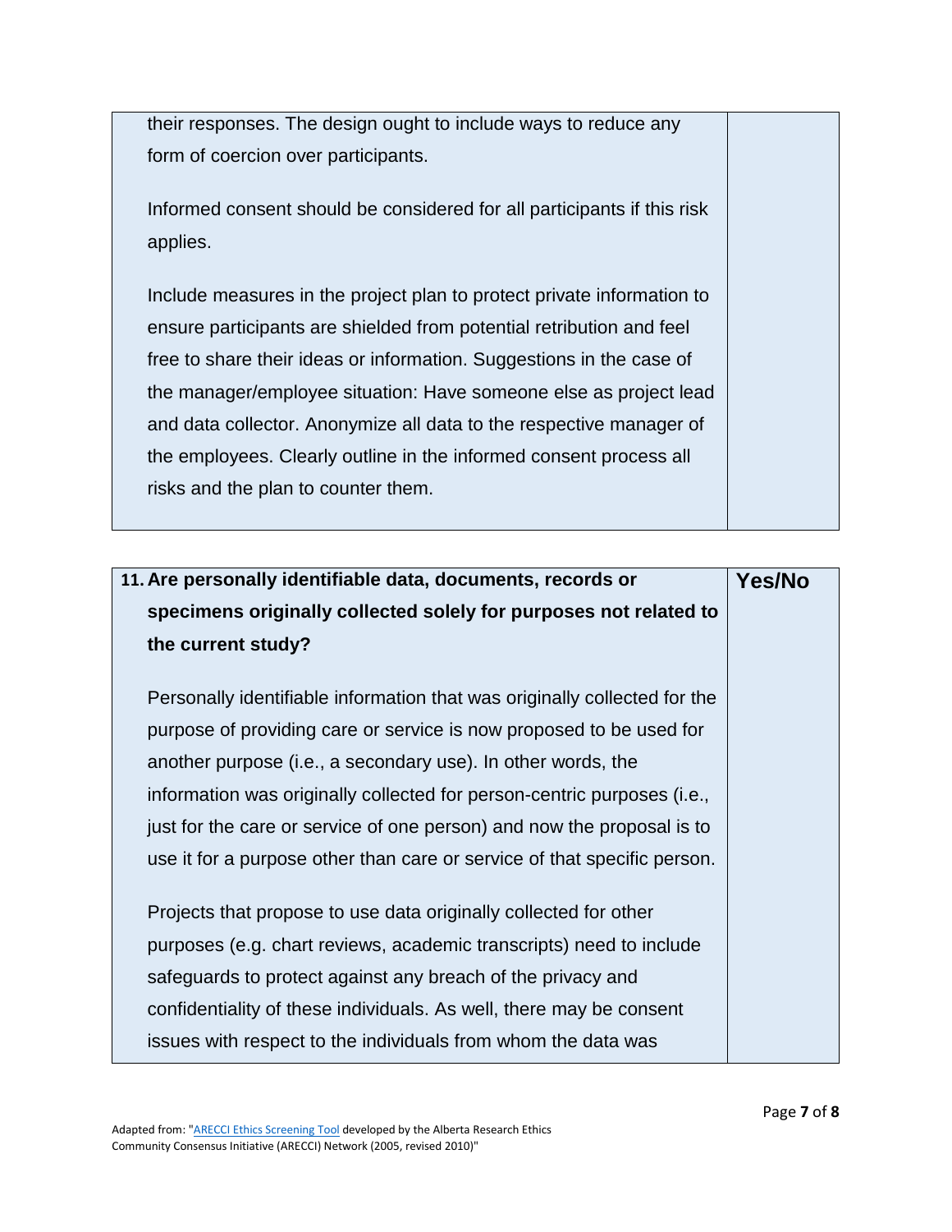| | |
|---|---|
| their responses. The design ought to include ways to reduce any form of coercion over participants.<br><br>Informed consent should be considered for all participants if this risk applies.<br><br>Include measures in the project plan to protect private information to ensure participants are shielded from potential retribution and feel free to share their ideas or information. Suggestions in the case of the manager/employee situation: Have someone else as project lead and data collector. Anonymize all data to the respective manager of the employees. Clearly outline in the informed consent process all risks and the plan to counter them. | |

| **11. Are personally identifiable data, documents, records or specimens originally collected solely for purposes not related to the current study?** | **Yes/No** |
|---|---|
| Personally identifiable information that was originally collected for the purpose of providing care or service is now proposed to be used for another purpose (i.e., a secondary use). In other words, the information was originally collected for person-centric purposes (i.e., just for the care or service of one person) and now the proposal is to use it for a purpose other than care or service of that specific person.<br><br>Projects that propose to use data originally collected for other purposes (e.g. chart reviews, academic transcripts) need to include safeguards to protect against any breach of the privacy and confidentiality of these individuals. As well, there may be consent issues with respect to the individuals from whom the data was | |

Adapted from: "ARECCI Ethics Screening Tool developed by the Alberta Research Ethics Community Consensus Initiative (ARECCI) Network (2005, revised 2010)"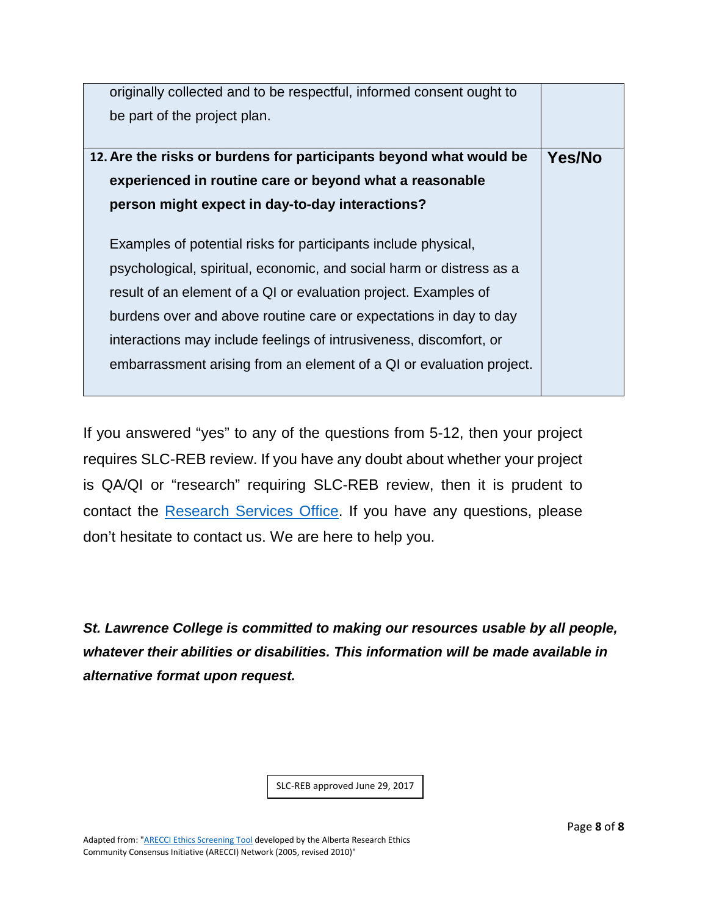| | |
|---|---|
| originally collected and to be respectful, informed consent ought to be part of the project plan. | |
| **12. Are the risks or burdens for participants beyond what would be experienced in routine care or beyond what a reasonable person might expect in day-to-day interactions?**<br><br>Examples of potential risks for participants include physical, psychological, spiritual, economic, and social harm or distress as a result of an element of a QI or evaluation project. Examples of burdens over and above routine care or expectations in day to day interactions may include feelings of intrusiveness, discomfort, or embarrassment arising from an element of a QI or evaluation project. | **Yes/No** |

If you answered "yes" to any of the questions from 5-12, then your project requires SLC-REB review. If you have any doubt about whether your project is QA/QI or "research" requiring SLC-REB review, then it is prudent to contact the Research Services Office. If you have any questions, please don't hesitate to contact us. We are here to help you.

***St. Lawrence College is committed to making our resources usable by all people, whatever their abilities or disabilities. This information will be made available in alternative format upon request.***

SLC-REB approved June 29, 2017

Adapted from: "ARECCI Ethics Screening Tool developed by the Alberta Research Ethics Community Consensus Initiative (ARECCI) Network (2005, revised 2010)"